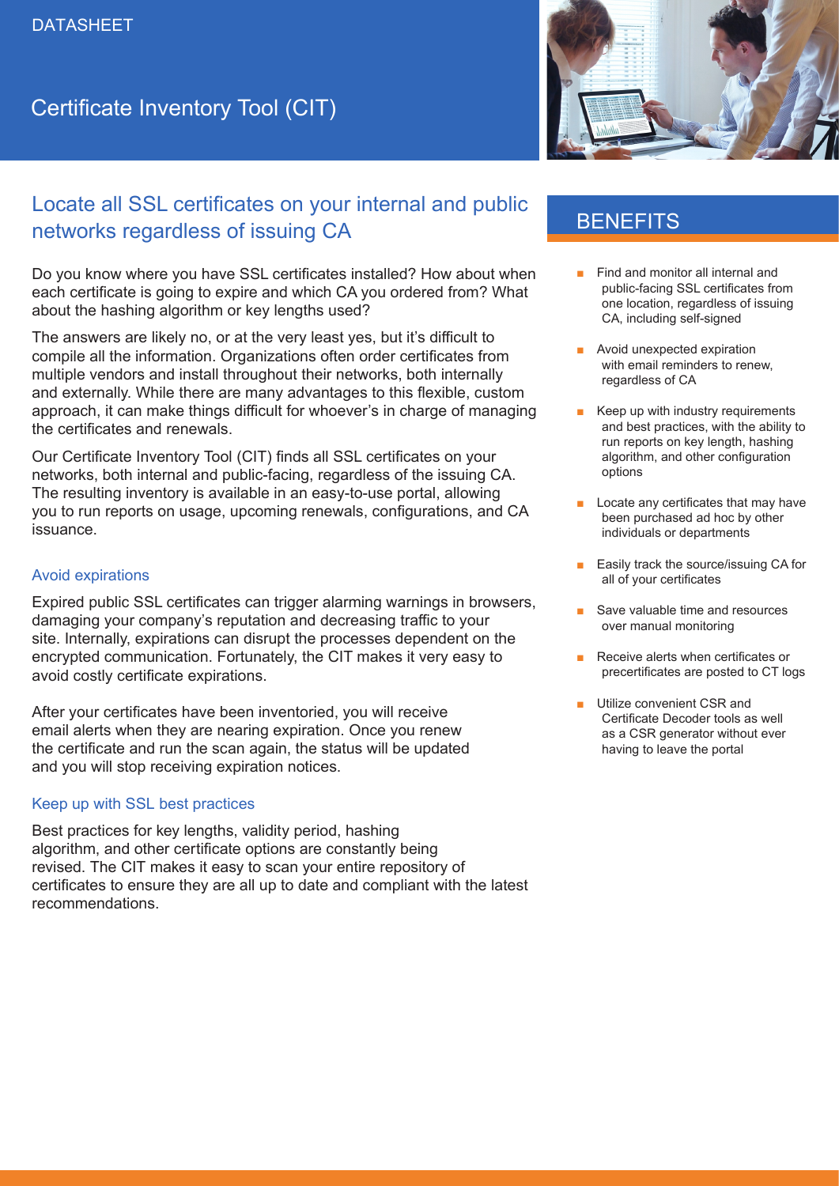DATASHEET

# Certificate Inventory Tool (CIT)

## Locate all SSL certificates on your internal and public networks regardless of issuing CA

Do you know where you have SSL certificates installed? How about when each certificate is going to expire and which CA you ordered from? What about the hashing algorithm or key lengths used?

The answers are likely no, or at the very least yes, but it's difficult to compile all the information. Organizations often order certificates from multiple vendors and install throughout their networks, both internally and externally. While there are many advantages to this flexible, custom approach, it can make things difficult for whoever's in charge of managing the certificates and renewals.

Our Certificate Inventory Tool (CIT) finds all SSL certificates on your networks, both internal and public-facing, regardless of the issuing CA. The resulting inventory is available in an easy-to-use portal, allowing you to run reports on usage, upcoming renewals, configurations, and CA issuance.

### Avoid expirations

Expired public SSL certificates can trigger alarming warnings in browsers, damaging your company's reputation and decreasing traffic to your site. Internally, expirations can disrupt the processes dependent on the encrypted communication. Fortunately, the CIT makes it very easy to avoid costly certificate expirations.

After your certificates have been inventoried, you will receive email alerts when they are nearing expiration. Once you renew the certificate and run the scan again, the status will be updated and you will stop receiving expiration notices.

### Keep up with SSL best practices

Best practices for key lengths, validity period, hashing algorithm, and other certificate options are constantly being revised. The CIT makes it easy to scan your entire repository of certificates to ensure they are all up to date and compliant with the latest recommendations.

## BENEFITS

- Find and monitor all internal and public-facing SSL certificates from one location, regardless of issuing CA, including self-signed
- Avoid unexpected expiration with email reminders to renew, regardless of CA
- Keep up with industry requirements and best practices, with the ability to run reports on key length, hashing algorithm, and other configuration options
- Locate any certificates that may have been purchased ad hoc by other individuals or departments
- Easily track the source/issuing CA for all of your certificates
- Save valuable time and resources over manual monitoring
- Receive alerts when certificates or precertificates are posted to CT logs
- Utilize convenient CSR and Certificate Decoder tools as well as a CSR generator without ever having to leave the portal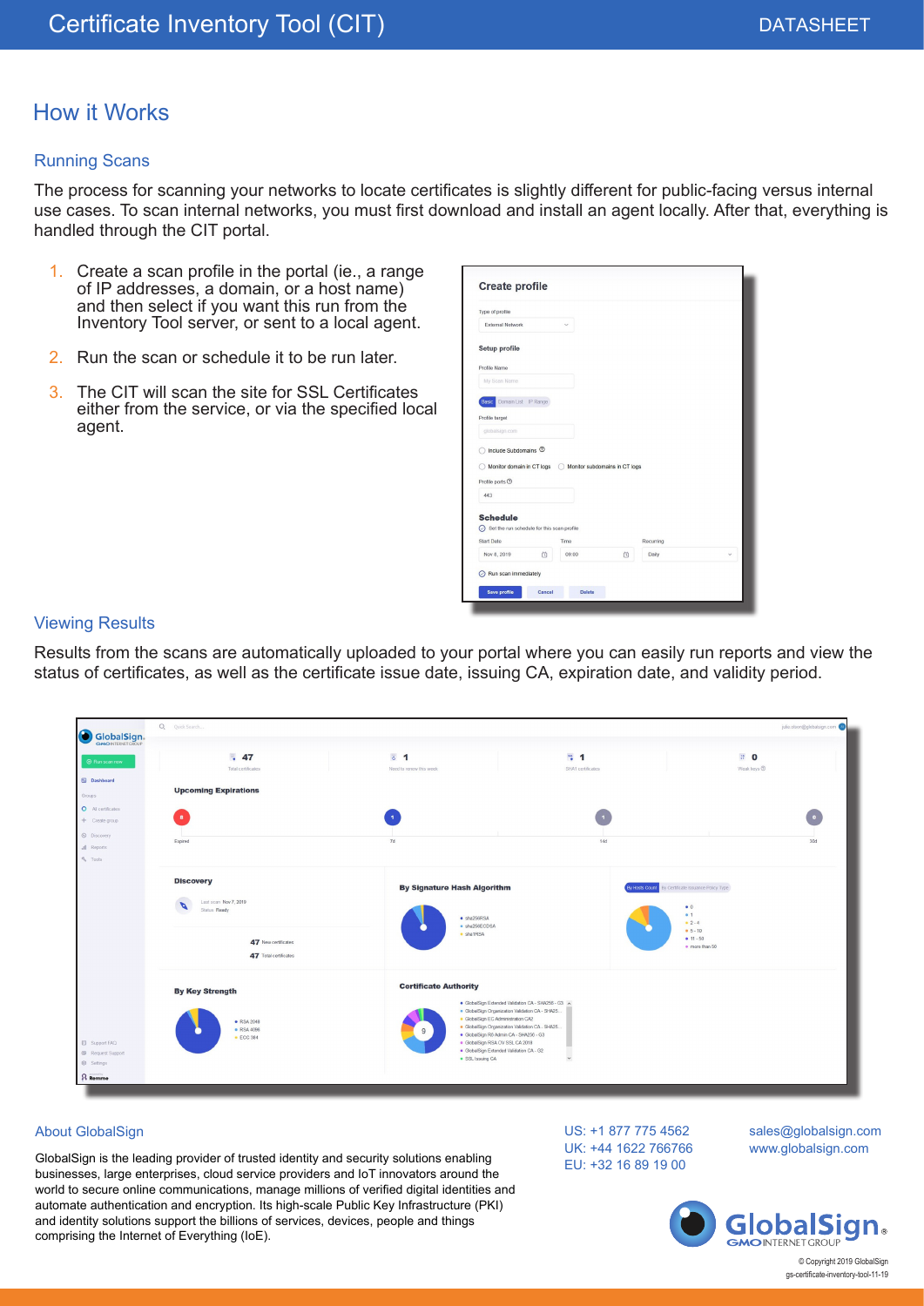# How it Works

## Running Scans

The process for scanning your networks to locate certificates is slightly different for public-facing versus internal use cases. To scan internal networks, you must first download and install an agent locally. After that, everything is handled through the CIT portal.

1. Create a scan profile in the portal (ie., a range of IP addresses, a domain, or a host name) and then select if you want this run from the Inventory Tool server, or sent to a local agent.
2. Run the scan or schedule it to be run later.
3. The CIT will scan the site for SSL Certificates either from the service, or via the specified local agent.

## Viewing Results

Results from the scans are automatically uploaded to your portal where you can easily run reports and view the status of certificates, as well as the certificate issue date, issuing CA, expiration date, and validity period.

## About GlobalSign

GlobalSign is the leading provider of trusted identity and security solutions enabling businesses, large enterprises, cloud service providers and IoT innovators around the world to secure online communications, manage millions of verified digital identities and automate authentication and encryption. Its high-scale Public Key Infrastructure (PKI) and identity solutions support the billions of services, devices, people and things comprising the Internet of Everything (IoE).

US: +1 877 775 4562
UK: +44 1622 766766
EU: +32 16 89 19 00

sales@globalsign.com
www.globalsign.com

© Copyright 2019 GlobalSign
gs-certificate-inventory-tool-11-19